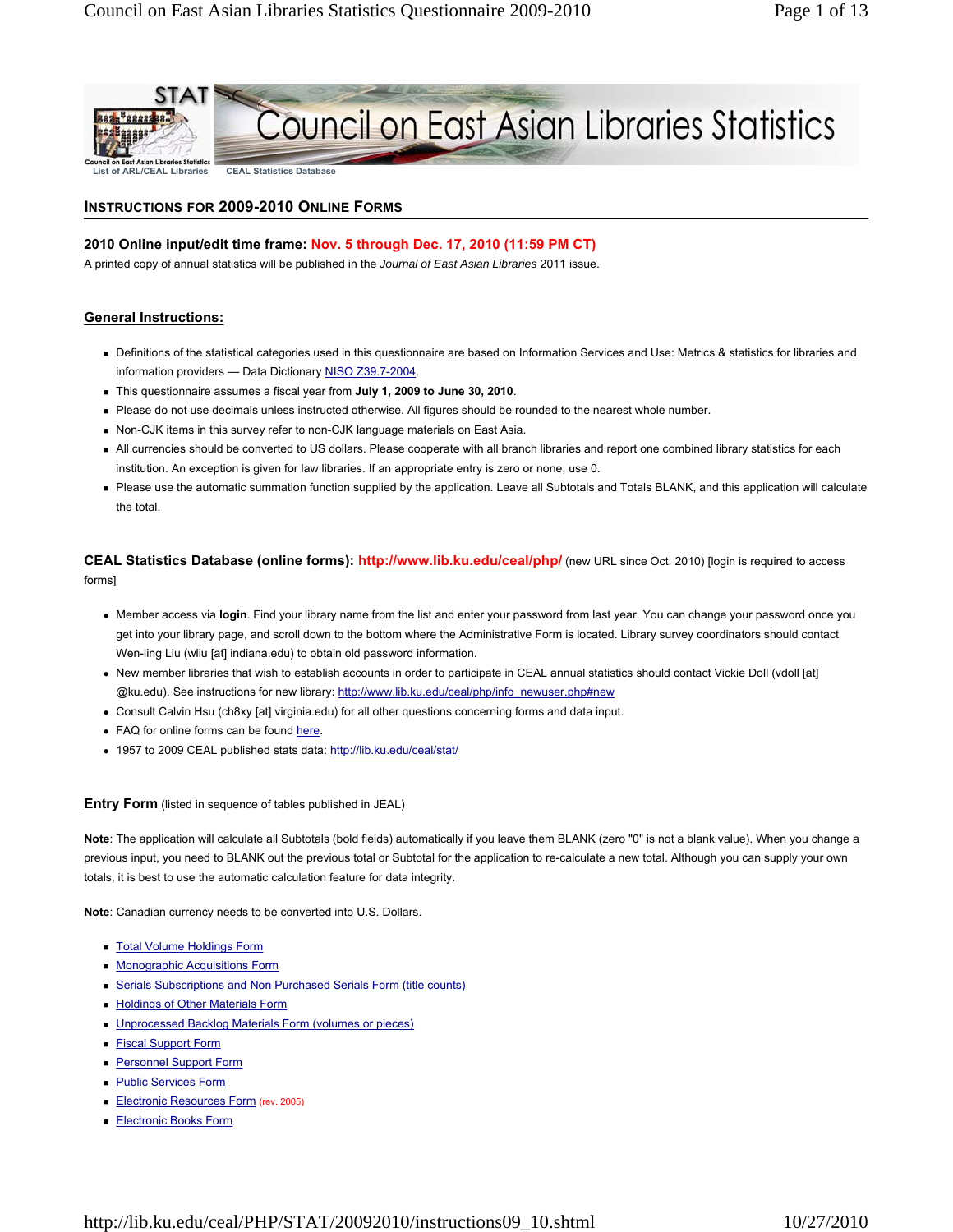STAT

Council on East Asian Libraries Statistics

List of ARL/CEAL Libraries    CEAL Statistics Database

## INSTRUCTIONS FOR 2009-2010 ONLINE FORMS

**2010 Online input/edit time frame: Nov. 5 through Dec. 17, 2010 (11:59 PM CT)**

A printed copy of annual statistics will be published in the *Journal of East Asian Libraries* 2011 issue.

### General Instructions:

- Definitions of the statistical categories used in this questionnaire are based on Information Services and Use: Metrics & statistics for libraries and information providers — Data Dictionary NISO Z39.7-2004.
- This questionnaire assumes a fiscal year from **July 1, 2009 to June 30, 2010**.
- Please do not use decimals unless instructed otherwise. All figures should be rounded to the nearest whole number.
- Non-CJK items in this survey refer to non-CJK language materials on East Asia.
- All currencies should be converted to US dollars. Please cooperate with all branch libraries and report one combined library statistics for each institution. An exception is given for law libraries. If an appropriate entry is zero or none, use 0.
- Please use the automatic summation function supplied by the application. Leave all Subtotals and Totals BLANK, and this application will calculate the total.

### CEAL Statistics Database (online forms): http://www.lib.ku.edu/ceal/php/ (new URL since Oct. 2010) [login is required to access forms]

- Member access via **login**. Find your library name from the list and enter your password from last year. You can change your password once you get into your library page, and scroll down to the bottom where the Administrative Form is located. Library survey coordinators should contact Wen-ling Liu (wliu [at] indiana.edu) to obtain old password information.
- New member libraries that wish to establish accounts in order to participate in CEAL annual statistics should contact Vickie Doll (vdoll [at] @ku.edu). See instructions for new library: http://www.lib.ku.edu/ceal/php/info_newuser.php#new
- Consult Calvin Hsu (ch8xy [at] virginia.edu) for all other questions concerning forms and data input.
- FAQ for online forms can be found here.
- 1957 to 2009 CEAL published stats data: http://lib.ku.edu/ceal/stat/

### Entry Form (listed in sequence of tables published in JEAL)

**Note**: The application will calculate all Subtotals (bold fields) automatically if you leave them BLANK (zero "0" is not a blank value). When you change a previous input, you need to BLANK out the previous total or Subtotal for the application to re-calculate a new total. Although you can supply your own totals, it is best to use the automatic calculation feature for data integrity.

**Note**: Canadian currency needs to be converted into U.S. Dollars.

- Total Volume Holdings Form
- Monographic Acquisitions Form
- Serials Subscriptions and Non Purchased Serials Form (title counts)
- Holdings of Other Materials Form
- Unprocessed Backlog Materials Form (volumes or pieces)
- Fiscal Support Form
- Personnel Support Form
- Public Services Form
- Electronic Resources Form (rev. 2005)
- Electronic Books Form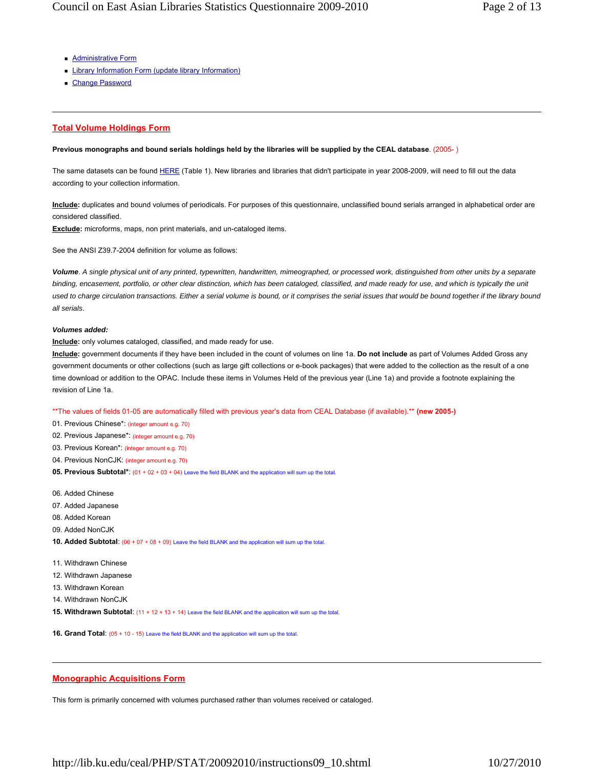- Administrative Form
- Library Information Form (update library Information)
- Change Password

---

## Total Volume Holdings Form

**Previous monographs and bound serials holdings held by the libraries will be supplied by the CEAL database**. (2005- )

The same datasets can be found HERE (Table 1). New libraries and libraries that didn't participate in year 2008-2009, will need to fill out the data according to your collection information.

**Include:** duplicates and bound volumes of periodicals. For purposes of this questionnaire, unclassified bound serials arranged in alphabetical order are considered classified.
**Exclude:** microforms, maps, non print materials, and un-cataloged items.

See the ANSI Z39.7-2004 definition for volume as follows:

***Volume***. *A single physical unit of any printed, typewritten, handwritten, mimeographed, or processed work, distinguished from other units by a separate binding, encasement, portfolio, or other clear distinction, which has been cataloged, classified, and made ready for use, and which is typically the unit used to charge circulation transactions. Either a serial volume is bound, or it comprises the serial issues that would be bound together if the library bound all serials.*

***Volumes added:***
**Include:** only volumes cataloged, classified, and made ready for use.
**Include:** government documents if they have been included in the count of volumes on line 1a. **Do not include** as part of Volumes Added Gross any government documents or other collections (such as large gift collections or e-book packages) that were added to the collection as the result of a one time download or addition to the OPAC. Include these items in Volumes Held of the previous year (Line 1a) and provide a footnote explaining the revision of Line 1a.

**The values of fields 01-05 are automatically filled with previous year's data from CEAL Database (if available).** **(new 2005-)**

01. Previous Chinese*: (integer amount e.g. 70)
02. Previous Japanese*: (integer amount e.g. 70)
03. Previous Korean*: (integer amount e.g. 70)
04. Previous NonCJK: (integer amount e.g. 70)
**05. Previous Subtotal***: (01 + 02 + 03 + 04) Leave the field BLANK and the application will sum up the total.

06. Added Chinese
07. Added Japanese
08. Added Korean
09. Added NonCJK
**10. Added Subtotal**: (06 + 07 + 08 + 09) Leave the field BLANK and the application will sum up the total.

11. Withdrawn Chinese
12. Withdrawn Japanese
13. Withdrawn Korean
14. Withdrawn NonCJK
**15. Withdrawn Subtotal**: (11 + 12 + 13 + 14) Leave the field BLANK and the application will sum up the total.

**16. Grand Total**: (05 + 10 - 15) Leave the field BLANK and the application will sum up the total.

---

## Monographic Acquisitions Form

This form is primarily concerned with volumes purchased rather than volumes received or cataloged.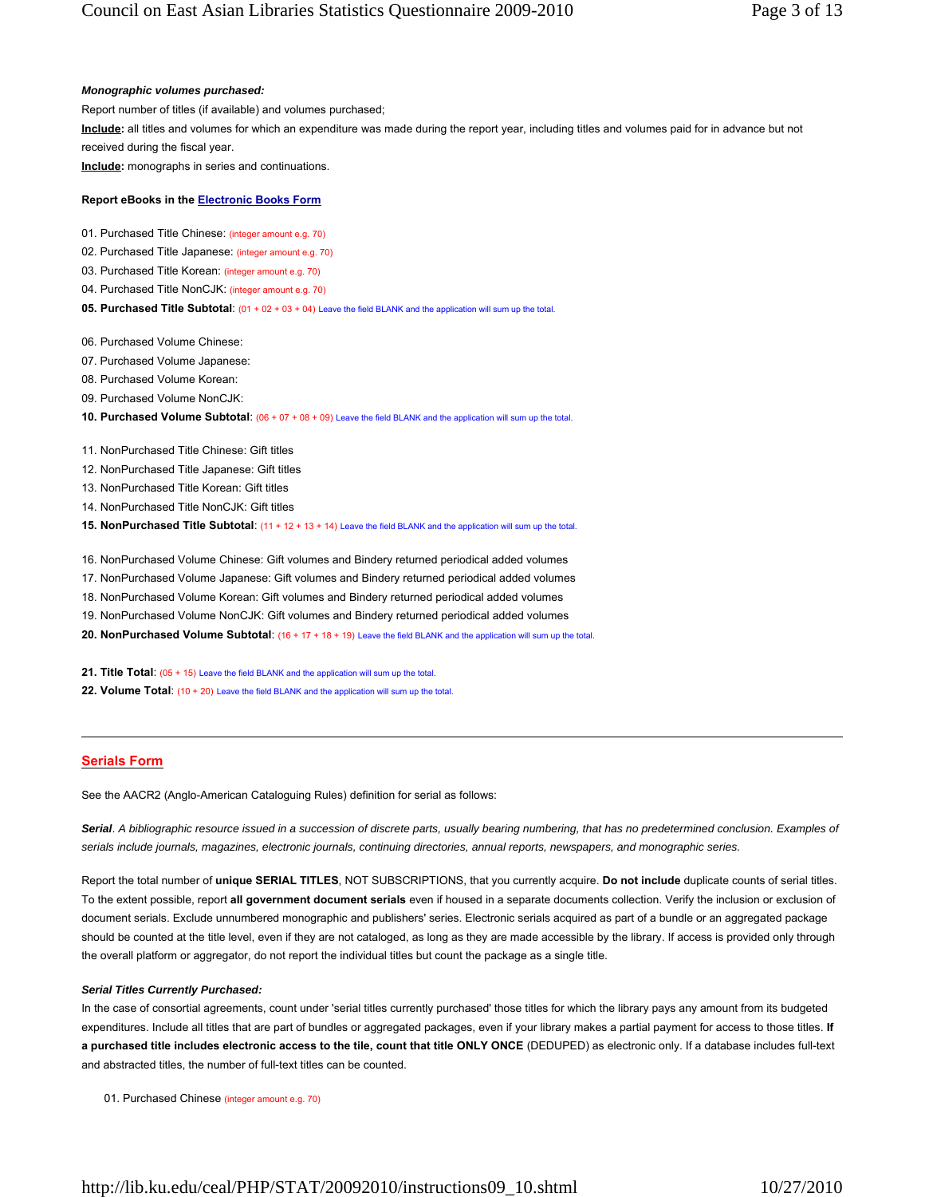***Monographic volumes purchased:***

Report number of titles (if available) and volumes purchased;

**Include:** all titles and volumes for which an expenditure was made during the report year, including titles and volumes paid for in advance but not received during the fiscal year.

**Include:** monographs in series and continuations.

**Report eBooks in the Electronic Books Form**

01. Purchased Title Chinese: (integer amount e.g. 70)
02. Purchased Title Japanese: (integer amount e.g. 70)
03. Purchased Title Korean: (integer amount e.g. 70)
04. Purchased Title NonCJK: (integer amount e.g. 70)

**05. Purchased Title Subtotal**: (01 + 02 + 03 + 04) Leave the field BLANK and the application will sum up the total.

06. Purchased Volume Chinese:
07. Purchased Volume Japanese:
08. Purchased Volume Korean:
09. Purchased Volume NonCJK:

**10. Purchased Volume Subtotal**: (06 + 07 + 08 + 09) Leave the field BLANK and the application will sum up the total.

11. NonPurchased Title Chinese: Gift titles
12. NonPurchased Title Japanese: Gift titles
13. NonPurchased Title Korean: Gift titles
14. NonPurchased Title NonCJK: Gift titles

**15. NonPurchased Title Subtotal**: (11 + 12 + 13 + 14) Leave the field BLANK and the application will sum up the total.

16. NonPurchased Volume Chinese: Gift volumes and Bindery returned periodical added volumes
17. NonPurchased Volume Japanese: Gift volumes and Bindery returned periodical added volumes
18. NonPurchased Volume Korean: Gift volumes and Bindery returned periodical added volumes
19. NonPurchased Volume NonCJK: Gift volumes and Bindery returned periodical added volumes

**20. NonPurchased Volume Subtotal**: (16 + 17 + 18 + 19) Leave the field BLANK and the application will sum up the total.

**21. Title Total**: (05 + 15) Leave the field BLANK and the application will sum up the total.

**22. Volume Total**: (10 + 20) Leave the field BLANK and the application will sum up the total.

---

## Serials Form

See the AACR2 (Anglo-American Cataloguing Rules) definition for serial as follows:

***Serial**. A bibliographic resource issued in a succession of discrete parts, usually bearing numbering, that has no predetermined conclusion. Examples of serials include journals, magazines, electronic journals, continuing directories, annual reports, newspapers, and monographic series.*

Report the total number of **unique SERIAL TITLES**, NOT SUBSCRIPTIONS, that you currently acquire. **Do not include** duplicate counts of serial titles. To the extent possible, report **all government document serials** even if housed in a separate documents collection. Verify the inclusion or exclusion of document serials. Exclude unnumbered monographic and publishers' series. Electronic serials acquired as part of a bundle or an aggregated package should be counted at the title level, even if they are not cataloged, as long as they are made accessible by the library. If access is provided only through the overall platform or aggregator, do not report the individual titles but count the package as a single title.

***Serial Titles Currently Purchased:***

In the case of consortial agreements, count under 'serial titles currently purchased' those titles for which the library pays any amount from its budgeted expenditures. Include all titles that are part of bundles or aggregated packages, even if your library makes a partial payment for access to those titles. **If a purchased title includes electronic access to the tile, count that title ONLY ONCE** (DEDUPED) as electronic only. If a database includes full-text and abstracted titles, the number of full-text titles can be counted.

01. Purchased Chinese (integer amount e.g. 70)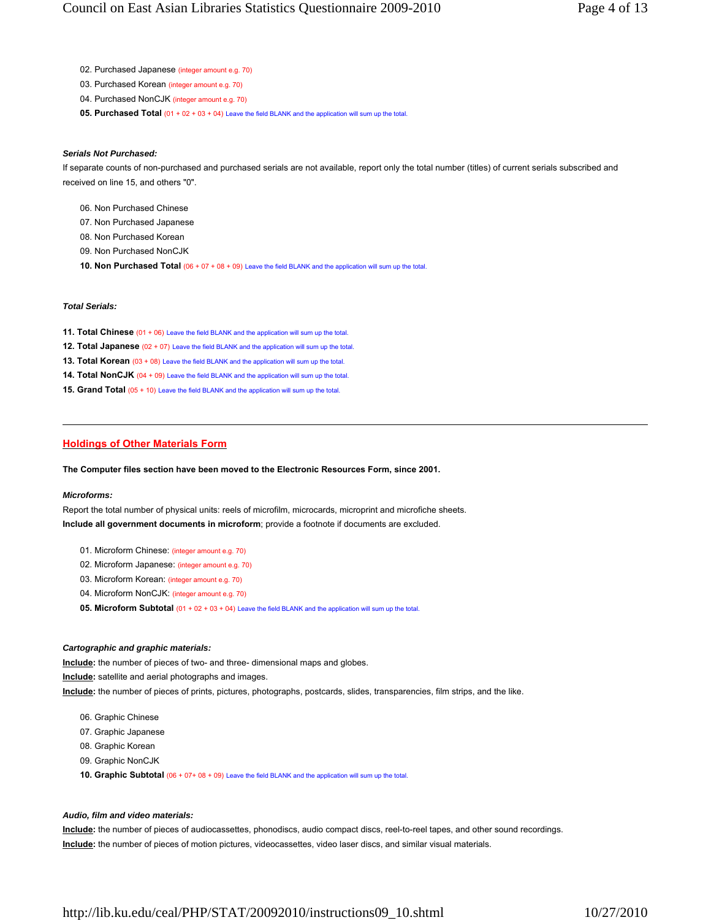02. Purchased Japanese (integer amount e.g. 70)

03. Purchased Korean (integer amount e.g. 70)

04. Purchased NonCJK (integer amount e.g. 70)

**05. Purchased Total** (01 + 02 + 03 + 04) Leave the field BLANK and the application will sum up the total.

***Serials Not Purchased:***

If separate counts of non-purchased and purchased serials are not available, report only the total number (titles) of current serials subscribed and received on line 15, and others "0".

06. Non Purchased Chinese

07. Non Purchased Japanese

08. Non Purchased Korean

09. Non Purchased NonCJK

**10. Non Purchased Total** (06 + 07 + 08 + 09) Leave the field BLANK and the application will sum up the total.

***Total Serials:***

**11. Total Chinese** (01 + 06) Leave the field BLANK and the application will sum up the total.

**12. Total Japanese** (02 + 07) Leave the field BLANK and the application will sum up the total.

**13. Total Korean** (03 + 08) Leave the field BLANK and the application will sum up the total.

**14. Total NonCJK** (04 + 09) Leave the field BLANK and the application will sum up the total.

**15. Grand Total** (05 + 10) Leave the field BLANK and the application will sum up the total.

---

## Holdings of Other Materials Form

**The Computer files section have been moved to the Electronic Resources Form, since 2001.**

***Microforms:***

Report the total number of physical units: reels of microfilm, microcards, microprint and microfiche sheets.
**Include all government documents in microform**; provide a footnote if documents are excluded.

01. Microform Chinese: (integer amount e.g. 70)

02. Microform Japanese: (integer amount e.g. 70)

03. Microform Korean: (integer amount e.g. 70)

04. Microform NonCJK: (integer amount e.g. 70)

**05. Microform Subtotal** (01 + 02 + 03 + 04) Leave the field BLANK and the application will sum up the total.

***Cartographic and graphic materials:***

**Include:** the number of pieces of two- and three- dimensional maps and globes.
**Include:** satellite and aerial photographs and images.
**Include:** the number of pieces of prints, pictures, photographs, postcards, slides, transparencies, film strips, and the like.

06. Graphic Chinese

07. Graphic Japanese

08. Graphic Korean

09. Graphic NonCJK

**10. Graphic Subtotal** (06 + 07+ 08 + 09) Leave the field BLANK and the application will sum up the total.

***Audio, film and video materials:***

**Include:** the number of pieces of audiocassettes, phonodiscs, audio compact discs, reel-to-reel tapes, and other sound recordings.
**Include:** the number of pieces of motion pictures, videocassettes, video laser discs, and similar visual materials.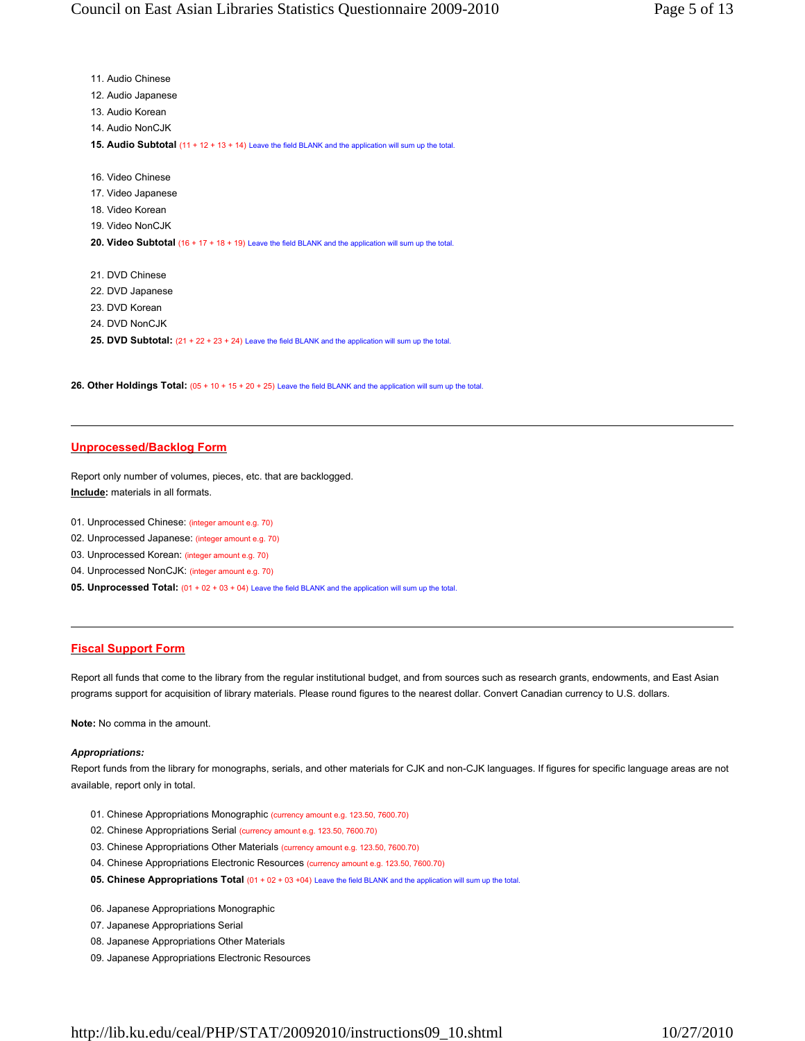11. Audio Chinese
12. Audio Japanese
13. Audio Korean
14. Audio NonCJK
15. **Audio Subtotal** (11 + 12 + 13 + 14) Leave the field BLANK and the application will sum up the total.

16. Video Chinese
17. Video Japanese
18. Video Korean
19. Video NonCJK
20. **Video Subtotal** (16 + 17 + 18 + 19) Leave the field BLANK and the application will sum up the total.

21. DVD Chinese
22. DVD Japanese
23. DVD Korean
24. DVD NonCJK
25. **DVD Subtotal:** (21 + 22 + 23 + 24) Leave the field BLANK and the application will sum up the total.

**26. Other Holdings Total:** (05 + 10 + 15 + 20 + 25) Leave the field BLANK and the application will sum up the total.

---

## Unprocessed/Backlog Form

Report only number of volumes, pieces, etc. that are backlogged.
**Include:** materials in all formats.

01. Unprocessed Chinese: (integer amount e.g. 70)
02. Unprocessed Japanese: (integer amount e.g. 70)
03. Unprocessed Korean: (integer amount e.g. 70)
04. Unprocessed NonCJK: (integer amount e.g. 70)
05. **Unprocessed Total:** (01 + 02 + 03 + 04) Leave the field BLANK and the application will sum up the total.

---

## Fiscal Support Form

Report all funds that come to the library from the regular institutional budget, and from sources such as research grants, endowments, and East Asian programs support for acquisition of library materials. Please round figures to the nearest dollar. Convert Canadian currency to U.S. dollars.

**Note:** No comma in the amount.

***Appropriations:***
Report funds from the library for monographs, serials, and other materials for CJK and non-CJK languages. If figures for specific language areas are not available, report only in total.

01. Chinese Appropriations Monographic (currency amount e.g. 123.50, 7600.70)
02. Chinese Appropriations Serial (currency amount e.g. 123.50, 7600.70)
03. Chinese Appropriations Other Materials (currency amount e.g. 123.50, 7600.70)
04. Chinese Appropriations Electronic Resources (currency amount e.g. 123.50, 7600.70)
05. **Chinese Appropriations Total** (01 + 02 + 03 +04) Leave the field BLANK and the application will sum up the total.

06. Japanese Appropriations Monographic
07. Japanese Appropriations Serial
08. Japanese Appropriations Other Materials
09. Japanese Appropriations Electronic Resources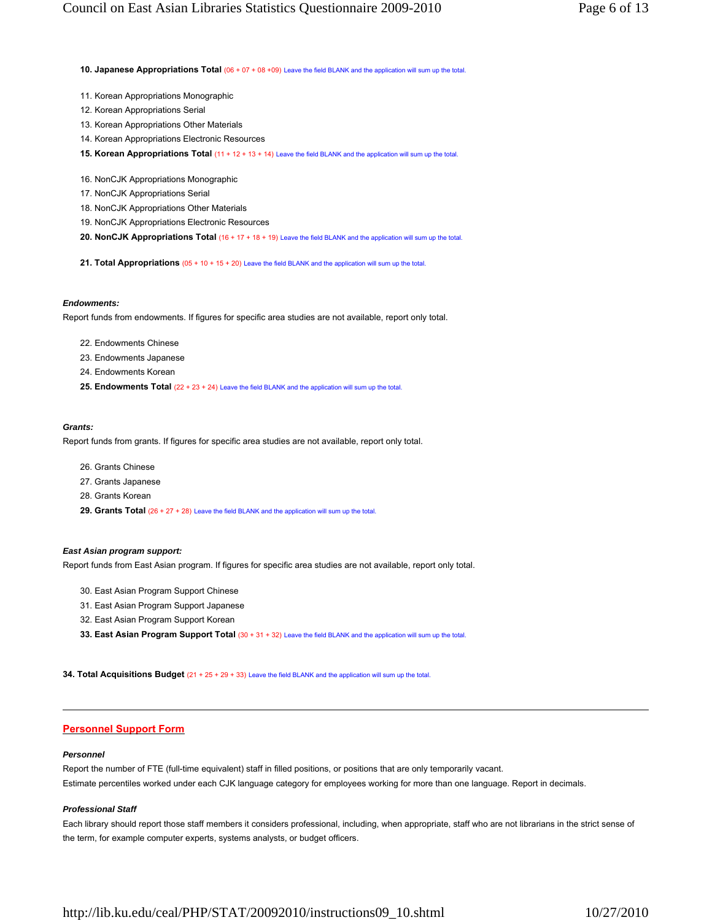**10. Japanese Appropriations Total** (06 + 07 + 08 +09) Leave the field BLANK and the application will sum up the total.

11. Korean Appropriations Monographic
12. Korean Appropriations Serial
13. Korean Appropriations Other Materials
14. Korean Appropriations Electronic Resources

**15. Korean Appropriations Total** (11 + 12 + 13 + 14) Leave the field BLANK and the application will sum up the total.

16. NonCJK Appropriations Monographic
17. NonCJK Appropriations Serial
18. NonCJK Appropriations Other Materials
19. NonCJK Appropriations Electronic Resources

**20. NonCJK Appropriations Total** (16 + 17 + 18 + 19) Leave the field BLANK and the application will sum up the total.

**21. Total Appropriations** (05 + 10 + 15 + 20) Leave the field BLANK and the application will sum up the total.

***Endowments:***

Report funds from endowments. If figures for specific area studies are not available, report only total.

22. Endowments Chinese
23. Endowments Japanese
24. Endowments Korean

**25. Endowments Total** (22 + 23 + 24) Leave the field BLANK and the application will sum up the total.

***Grants:***

Report funds from grants. If figures for specific area studies are not available, report only total.

26. Grants Chinese
27. Grants Japanese
28. Grants Korean

**29. Grants Total** (26 + 27 + 28) Leave the field BLANK and the application will sum up the total.

***East Asian program support:***

Report funds from East Asian program. If figures for specific area studies are not available, report only total.

30. East Asian Program Support Chinese
31. East Asian Program Support Japanese
32. East Asian Program Support Korean

**33. East Asian Program Support Total** (30 + 31 + 32) Leave the field BLANK and the application will sum up the total.

**34. Total Acquisitions Budget** (21 + 25 + 29 + 33) Leave the field BLANK and the application will sum up the total.

---

## Personnel Support Form

***Personnel***

Report the number of FTE (full-time equivalent) staff in filled positions, or positions that are only temporarily vacant.
Estimate percentiles worked under each CJK language category for employees working for more than one language. Report in decimals.

***Professional Staff***

Each library should report those staff members it considers professional, including, when appropriate, staff who are not librarians in the strict sense of the term, for example computer experts, systems analysts, or budget officers.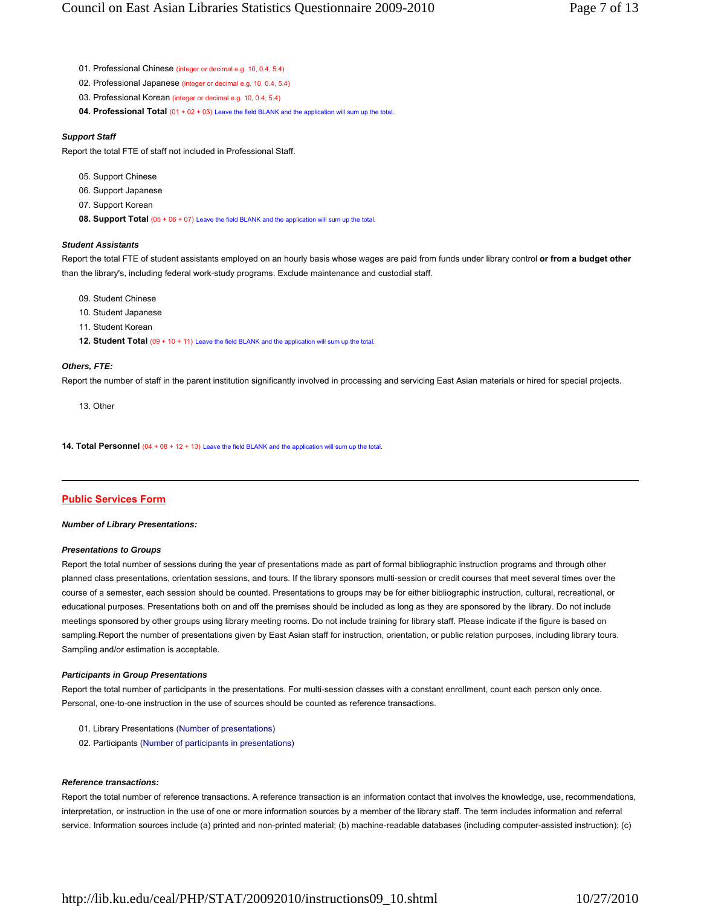01. Professional Chinese (integer or decimal e.g. 10, 0.4, 5.4)
02. Professional Japanese (integer or decimal e.g. 10, 0.4, 5.4)
03. Professional Korean (integer or decimal e.g. 10, 0.4, 5.4)
**04. Professional Total** (01 + 02 + 03) Leave the field BLANK and the application will sum up the total.

***Support Staff***

Report the total FTE of staff not included in Professional Staff.

05. Support Chinese
06. Support Japanese
07. Support Korean
**08. Support Total** (05 + 06 + 07) Leave the field BLANK and the application will sum up the total.

***Student Assistants***

Report the total FTE of student assistants employed on an hourly basis whose wages are paid from funds under library control **or from a budget other** than the library's, including federal work-study programs. Exclude maintenance and custodial staff.

09. Student Chinese
10. Student Japanese
11. Student Korean
**12. Student Total** (09 + 10 + 11) Leave the field BLANK and the application will sum up the total.

***Others, FTE:***

Report the number of staff in the parent institution significantly involved in processing and servicing East Asian materials or hired for special projects.

13. Other

**14. Total Personnel** (04 + 08 + 12 + 13) Leave the field BLANK and the application will sum up the total.

---

## Public Services Form

***Number of Library Presentations:***

***Presentations to Groups***

Report the total number of sessions during the year of presentations made as part of formal bibliographic instruction programs and through other planned class presentations, orientation sessions, and tours. If the library sponsors multi-session or credit courses that meet several times over the course of a semester, each session should be counted. Presentations to groups may be for either bibliographic instruction, cultural, recreational, or educational purposes. Presentations both on and off the premises should be included as long as they are sponsored by the library. Do not include meetings sponsored by other groups using library meeting rooms. Do not include training for library staff. Please indicate if the figure is based on sampling.Report the number of presentations given by East Asian staff for instruction, orientation, or public relation purposes, including library tours. Sampling and/or estimation is acceptable.

***Participants in Group Presentations***

Report the total number of participants in the presentations. For multi-session classes with a constant enrollment, count each person only once. Personal, one-to-one instruction in the use of sources should be counted as reference transactions.

01. Library Presentations (Number of presentations)
02. Participants (Number of participants in presentations)

***Reference transactions:***

Report the total number of reference transactions. A reference transaction is an information contact that involves the knowledge, use, recommendations, interpretation, or instruction in the use of one or more information sources by a member of the library staff. The term includes information and referral service. Information sources include (a) printed and non-printed material; (b) machine-readable databases (including computer-assisted instruction); (c)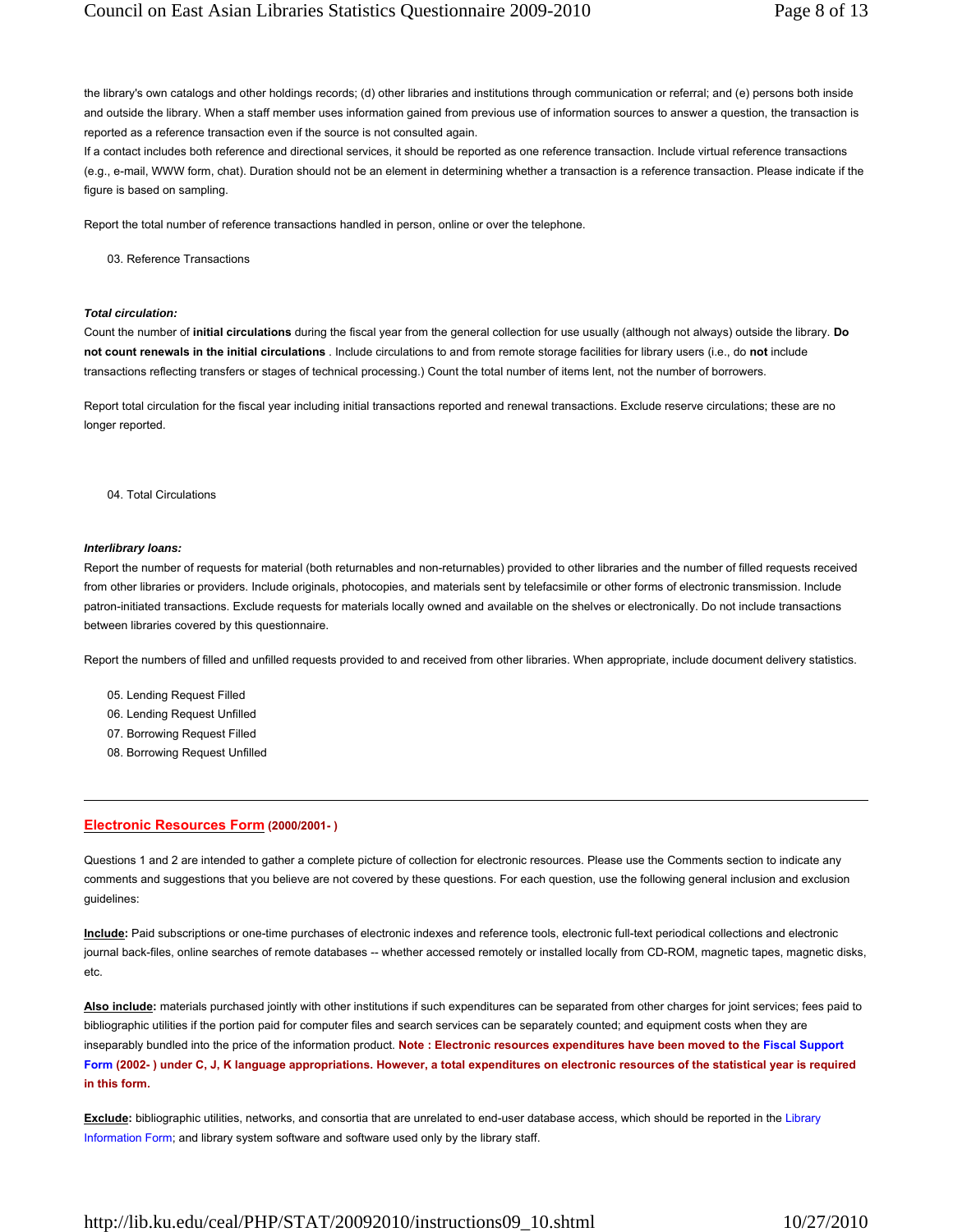the library's own catalogs and other holdings records; (d) other libraries and institutions through communication or referral; and (e) persons both inside and outside the library. When a staff member uses information gained from previous use of information sources to answer a question, the transaction is reported as a reference transaction even if the source is not consulted again.
If a contact includes both reference and directional services, it should be reported as one reference transaction. Include virtual reference transactions (e.g., e-mail, WWW form, chat). Duration should not be an element in determining whether a transaction is a reference transaction. Please indicate if the figure is based on sampling.

Report the total number of reference transactions handled in person, online or over the telephone.

03. Reference Transactions

***Total circulation:***
Count the number of **initial circulations** during the fiscal year from the general collection for use usually (although not always) outside the library. **Do not count renewals in the initial circulations** . Include circulations to and from remote storage facilities for library users (i.e., do **not** include transactions reflecting transfers or stages of technical processing.) Count the total number of items lent, not the number of borrowers.

Report total circulation for the fiscal year including initial transactions reported and renewal transactions. Exclude reserve circulations; these are no longer reported.

04. Total Circulations

***Interlibrary loans:***
Report the number of requests for material (both returnables and non-returnables) provided to other libraries and the number of filled requests received from other libraries or providers. Include originals, photocopies, and materials sent by telefacsimile or other forms of electronic transmission. Include patron-initiated transactions. Exclude requests for materials locally owned and available on the shelves or electronically. Do not include transactions between libraries covered by this questionnaire.

Report the numbers of filled and unfilled requests provided to and received from other libraries. When appropriate, include document delivery statistics.

05. Lending Request Filled
06. Lending Request Unfilled
07. Borrowing Request Filled
08. Borrowing Request Unfilled

---

## Electronic Resources Form (2000/2001- )

Questions 1 and 2 are intended to gather a complete picture of collection for electronic resources. Please use the Comments section to indicate any comments and suggestions that you believe are not covered by these questions. For each question, use the following general inclusion and exclusion guidelines:

**Include:** Paid subscriptions or one-time purchases of electronic indexes and reference tools, electronic full-text periodical collections and electronic journal back-files, online searches of remote databases -- whether accessed remotely or installed locally from CD-ROM, magnetic tapes, magnetic disks, etc.

**Also include:** materials purchased jointly with other institutions if such expenditures can be separated from other charges for joint services; fees paid to bibliographic utilities if the portion paid for computer files and search services can be separately counted; and equipment costs when they are inseparably bundled into the price of the information product. **Note : Electronic resources expenditures have been moved to the Fiscal Support Form (2002- ) under C, J, K language appropriations. However, a total expenditures on electronic resources of the statistical year is required in this form.**

**Exclude:** bibliographic utilities, networks, and consortia that are unrelated to end-user database access, which should be reported in the Library Information Form; and library system software and software used only by the library staff.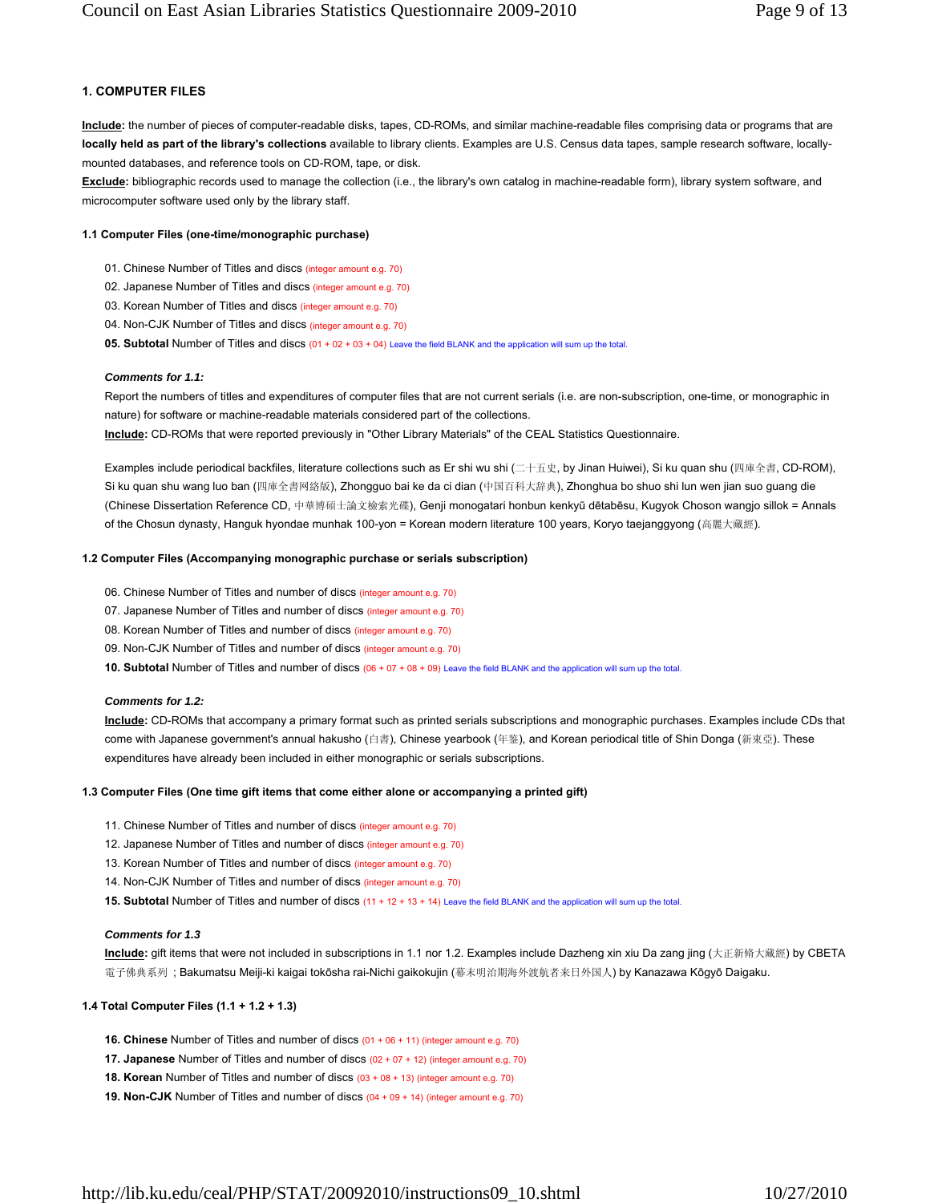## 1. COMPUTER FILES

**Include:** the number of pieces of computer-readable disks, tapes, CD-ROMs, and similar machine-readable files comprising data or programs that are **locally held as part of the library's collections** available to library clients. Examples are U.S. Census data tapes, sample research software, locally-mounted databases, and reference tools on CD-ROM, tape, or disk.
**Exclude:** bibliographic records used to manage the collection (i.e., the library's own catalog in machine-readable form), library system software, and microcomputer software used only by the library staff.

### 1.1 Computer Files (one-time/monographic purchase)

01. Chinese Number of Titles and discs (integer amount e.g. 70)
02. Japanese Number of Titles and discs (integer amount e.g. 70)
03. Korean Number of Titles and discs (integer amount e.g. 70)
04. Non-CJK Number of Titles and discs (integer amount e.g. 70)
**05. Subtotal** Number of Titles and discs (01 + 02 + 03 + 04) Leave the field BLANK and the application will sum up the total.

***Comments for 1.1:***
Report the numbers of titles and expenditures of computer files that are not current serials (i.e. are non-subscription, one-time, or monographic in nature) for software or machine-readable materials considered part of the collections.
**Include:** CD-ROMs that were reported previously in "Other Library Materials" of the CEAL Statistics Questionnaire.

Examples include periodical backfiles, literature collections such as Er shi wu shi (二十五史, by Jinan Huiwei), Si ku quan shu (四庫全書, CD-ROM), Si ku quan shu wang luo ban (四庫全書网絡版), Zhongguo bai ke da ci dian (中国百科大辞典), Zhonghua bo shuo shi lun wen jian suo guang die (Chinese Dissertation Reference CD, 中華博碩士論文檢索光碟), Genji monogatari honbun kenkyū dētabēsu, Kugyok Choson wangjo sillok = Annals of the Chosun dynasty, Hanguk hyondae munhak 100-yon = Korean modern literature 100 years, Koryo taejanggyong (高麗大藏經).

### 1.2 Computer Files (Accompanying monographic purchase or serials subscription)

06. Chinese Number of Titles and number of discs (integer amount e.g. 70)
07. Japanese Number of Titles and number of discs (integer amount e.g. 70)
08. Korean Number of Titles and number of discs (integer amount e.g. 70)
09. Non-CJK Number of Titles and number of discs (integer amount e.g. 70)
**10. Subtotal** Number of Titles and number of discs (06 + 07 + 08 + 09) Leave the field BLANK and the application will sum up the total.

***Comments for 1.2:***
**Include:** CD-ROMs that accompany a primary format such as printed serials subscriptions and monographic purchases. Examples include CDs that come with Japanese government's annual hakusho (白書), Chinese yearbook (年鉴), and Korean periodical title of Shin Donga (新東亞). These expenditures have already been included in either monographic or serials subscriptions.

### 1.3 Computer Files (One time gift items that come either alone or accompanying a printed gift)

11. Chinese Number of Titles and number of discs (integer amount e.g. 70)
12. Japanese Number of Titles and number of discs (integer amount e.g. 70)
13. Korean Number of Titles and number of discs (integer amount e.g. 70)
14. Non-CJK Number of Titles and number of discs (integer amount e.g. 70)
**15. Subtotal** Number of Titles and number of discs (11 + 12 + 13 + 14) Leave the field BLANK and the application will sum up the total.

***Comments for 1.3***
**Include:** gift items that were not included in subscriptions in 1.1 nor 1.2. Examples include Dazheng xin xiu Da zang jing (大正新脩大藏經) by CBETA 電子佛典系列 ; Bakumatsu Meiji-ki kaigai tokōsha rai-Nichi gaikokujin (幕末明治期海外渡航者来日外国人) by Kanazawa Kōgyō Daigaku.

### 1.4 Total Computer Files (1.1 + 1.2 + 1.3)

**16. Chinese** Number of Titles and number of discs (01 + 06 + 11) (integer amount e.g. 70)
**17. Japanese** Number of Titles and number of discs (02 + 07 + 12) (integer amount e.g. 70)
**18. Korean** Number of Titles and number of discs (03 + 08 + 13) (integer amount e.g. 70)
**19. Non-CJK** Number of Titles and number of discs (04 + 09 + 14) (integer amount e.g. 70)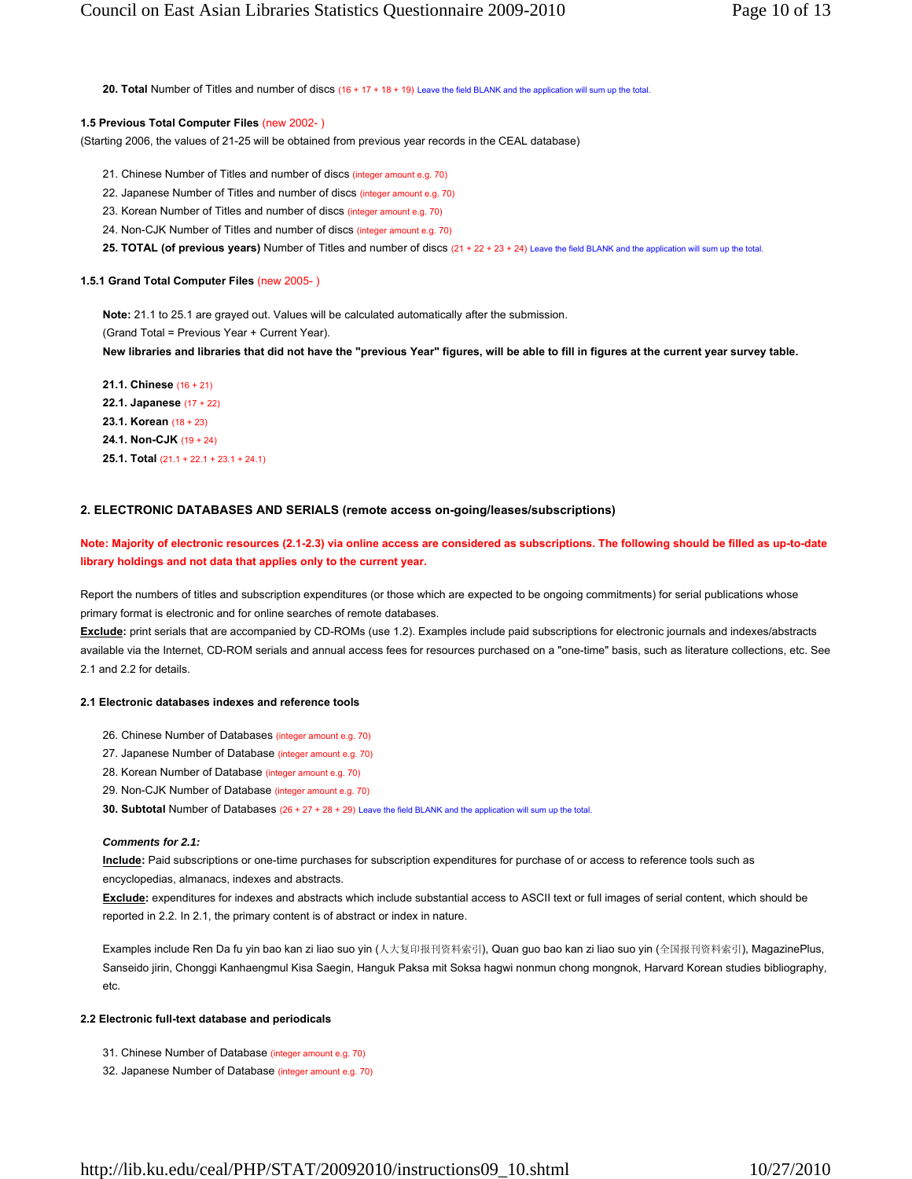**20. Total** Number of Titles and number of discs (16 + 17 + 18 + 19) Leave the field BLANK and the application will sum up the total.

**1.5 Previous Total Computer Files** (new 2002- )

(Starting 2006, the values of 21-25 will be obtained from previous year records in the CEAL database)

21. Chinese Number of Titles and number of discs (integer amount e.g. 70)
22. Japanese Number of Titles and number of discs (integer amount e.g. 70)
23. Korean Number of Titles and number of discs (integer amount e.g. 70)
24. Non-CJK Number of Titles and number of discs (integer amount e.g. 70)
25. **TOTAL (of previous years)** Number of Titles and number of discs (21 + 22 + 23 + 24) Leave the field BLANK and the application will sum up the total.

**1.5.1 Grand Total Computer Files** (new 2005- )

**Note:** 21.1 to 25.1 are grayed out. Values will be calculated automatically after the submission.

(Grand Total = Previous Year + Current Year).

**New libraries and libraries that did not have the "previous Year" figures, will be able to fill in figures at the current year survey table.**

**21.1. Chinese** (16 + 21)

**22.1. Japanese** (17 + 22)

**23.1. Korean** (18 + 23)

**24.1. Non-CJK** (19 + 24)

**25.1. Total** (21.1 + 22.1 + 23.1 + 24.1)

## 2. ELECTRONIC DATABASES AND SERIALS (remote access on-going/leases/subscriptions)

**Note: Majority of electronic resources (2.1-2.3) via online access are considered as subscriptions. The following should be filled as up-to-date library holdings and not data that applies only to the current year.**

Report the numbers of titles and subscription expenditures (or those which are expected to be ongoing commitments) for serial publications whose primary format is electronic and for online searches of remote databases.

**Exclude:** print serials that are accompanied by CD-ROMs (use 1.2). Examples include paid subscriptions for electronic journals and indexes/abstracts available via the Internet, CD-ROM serials and annual access fees for resources purchased on a "one-time" basis, such as literature collections, etc. See 2.1 and 2.2 for details.

**2.1 Electronic databases indexes and reference tools**

26. Chinese Number of Databases (integer amount e.g. 70)
27. Japanese Number of Database (integer amount e.g. 70)
28. Korean Number of Database (integer amount e.g. 70)
29. Non-CJK Number of Database (integer amount e.g. 70)
30. **Subtotal** Number of Databases (26 + 27 + 28 + 29) Leave the field BLANK and the application will sum up the total.

***Comments for 2.1:***

**Include:** Paid subscriptions or one-time purchases for subscription expenditures for purchase of or access to reference tools such as encyclopedias, almanacs, indexes and abstracts.

**Exclude:** expenditures for indexes and abstracts which include substantial access to ASCII text or full images of serial content, which should be reported in 2.2. In 2.1, the primary content is of abstract or index in nature.

Examples include Ren Da fu yin bao kan zi liao suo yin (人大复印报刊资料索引), Quan guo bao kan zi liao suo yin (全国报刊资料索引), MagazinePlus, Sanseido jirin, Chonggi Kanhaengmul Kisa Saegin, Hanguk Paksa mit Soksa hagwi nonmun chong mongnok, Harvard Korean studies bibliography, etc.

**2.2 Electronic full-text database and periodicals**

31. Chinese Number of Database (integer amount e.g. 70)
32. Japanese Number of Database (integer amount e.g. 70)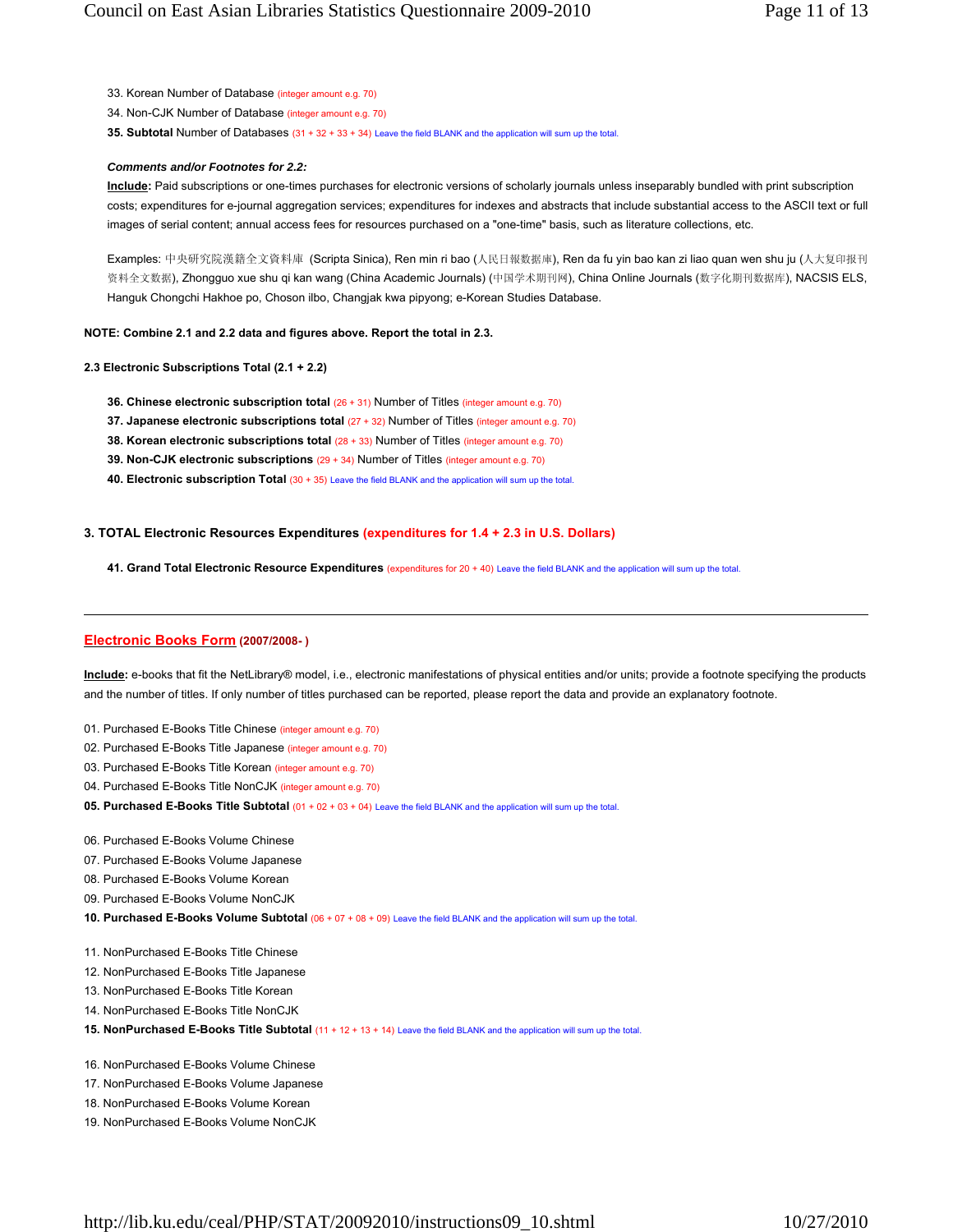33. Korean Number of Database (integer amount e.g. 70)

34. Non-CJK Number of Database (integer amount e.g. 70)

**35. Subtotal** Number of Databases (31 + 32 + 33 + 34) Leave the field BLANK and the application will sum up the total.

***Comments and/or Footnotes for 2.2:***

**Include:** Paid subscriptions or one-times purchases for electronic versions of scholarly journals unless inseparably bundled with print subscription costs; expenditures for e-journal aggregation services; expenditures for indexes and abstracts that include substantial access to the ASCII text or full images of serial content; annual access fees for resources purchased on a "one-time" basis, such as literature collections, etc.

Examples: 中央研究院漢籍全文資料庫 (Scripta Sinica), Ren min ri bao (人民日報数据庫), Ren da fu yin bao kan zi liao quan wen shu ju (人大复印报刊资料全文数据), Zhongguo xue shu qi kan wang (China Academic Journals) (中国学术期刊网), China Online Journals (数字化期刊数据库), NACSIS ELS, Hanguk Chongchi Hakhoe po, Choson ilbo, Changjak kwa pipyong; e-Korean Studies Database.

**NOTE: Combine 2.1 and 2.2 data and figures above. Report the total in 2.3.**

**2.3 Electronic Subscriptions Total (2.1 + 2.2)**

**36. Chinese electronic subscription total** (26 + 31) Number of Titles (integer amount e.g. 70)

**37. Japanese electronic subscriptions total** (27 + 32) Number of Titles (integer amount e.g. 70)

**38. Korean electronic subscriptions total** (28 + 33) Number of Titles (integer amount e.g. 70)

**39. Non-CJK electronic subscriptions** (29 + 34) Number of Titles (integer amount e.g. 70)

**40. Electronic subscription Total** (30 + 35) Leave the field BLANK and the application will sum up the total.

**3. TOTAL Electronic Resources Expenditures (expenditures for 1.4 + 2.3 in U.S. Dollars)**

**41. Grand Total Electronic Resource Expenditures** (expenditures for 20 + 40) Leave the field BLANK and the application will sum up the total.

---

**Electronic Books Form (2007/2008- )**

**Include:** e-books that fit the NetLibrary® model, i.e., electronic manifestations of physical entities and/or units; provide a footnote specifying the products and the number of titles. If only number of titles purchased can be reported, please report the data and provide an explanatory footnote.

01. Purchased E-Books Title Chinese (integer amount e.g. 70)

02. Purchased E-Books Title Japanese (integer amount e.g. 70)

03. Purchased E-Books Title Korean (integer amount e.g. 70)

04. Purchased E-Books Title NonCJK (integer amount e.g. 70)

**05. Purchased E-Books Title Subtotal** (01 + 02 + 03 + 04) Leave the field BLANK and the application will sum up the total.

06. Purchased E-Books Volume Chinese

07. Purchased E-Books Volume Japanese

08. Purchased E-Books Volume Korean

09. Purchased E-Books Volume NonCJK

**10. Purchased E-Books Volume Subtotal** (06 + 07 + 08 + 09) Leave the field BLANK and the application will sum up the total.

11. NonPurchased E-Books Title Chinese

12. NonPurchased E-Books Title Japanese

13. NonPurchased E-Books Title Korean

14. NonPurchased E-Books Title NonCJK

**15. NonPurchased E-Books Title Subtotal** (11 + 12 + 13 + 14) Leave the field BLANK and the application will sum up the total.

16. NonPurchased E-Books Volume Chinese

17. NonPurchased E-Books Volume Japanese

18. NonPurchased E-Books Volume Korean

19. NonPurchased E-Books Volume NonCJK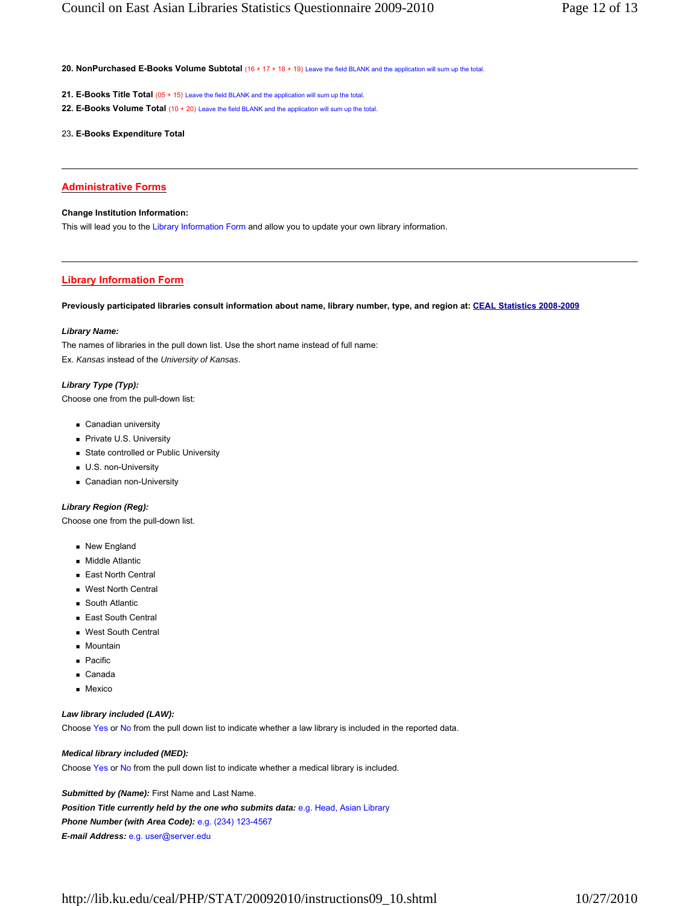**20. NonPurchased E-Books Volume Subtotal** (16 + 17 + 18 + 19) Leave the field BLANK and the application will sum up the total.

**21. E-Books Title Total** (05 + 15) Leave the field BLANK and the application will sum up the total.

**22. E-Books Volume Total** (10 + 20) Leave the field BLANK and the application will sum up the total.

23**. E-Books Expenditure Total**

---

## Administrative Forms

**Change Institution Information:**

This will lead you to the Library Information Form and allow you to update your own library information.

---

## Library Information Form

**Previously participated libraries consult information about name, library number, type, and region at: CEAL Statistics 2008-2009**

***Library Name:***

The names of libraries in the pull down list. Use the short name instead of full name:

Ex. *Kansas* instead of the *University of Kansas*.

***Library Type (Typ):***

Choose one from the pull-down list:

- Canadian university
- Private U.S. University
- State controlled or Public University
- U.S. non-University
- Canadian non-University

***Library Region (Reg):***

Choose one from the pull-down list.

- New England
- Middle Atlantic
- East North Central
- West North Central
- South Atlantic
- East South Central
- West South Central
- Mountain
- Pacific
- Canada
- Mexico

***Law library included (LAW):***

Choose Yes or No from the pull down list to indicate whether a law library is included in the reported data.

***Medical library included (MED):***

Choose Yes or No from the pull down list to indicate whether a medical library is included.

***Submitted by (Name):*** First Name and Last Name.

***Position Title currently held by the one who submits data:*** e.g. Head, Asian Library

***Phone Number (with Area Code):*** e.g. (234) 123-4567

***E-mail Address:*** e.g. user@server.edu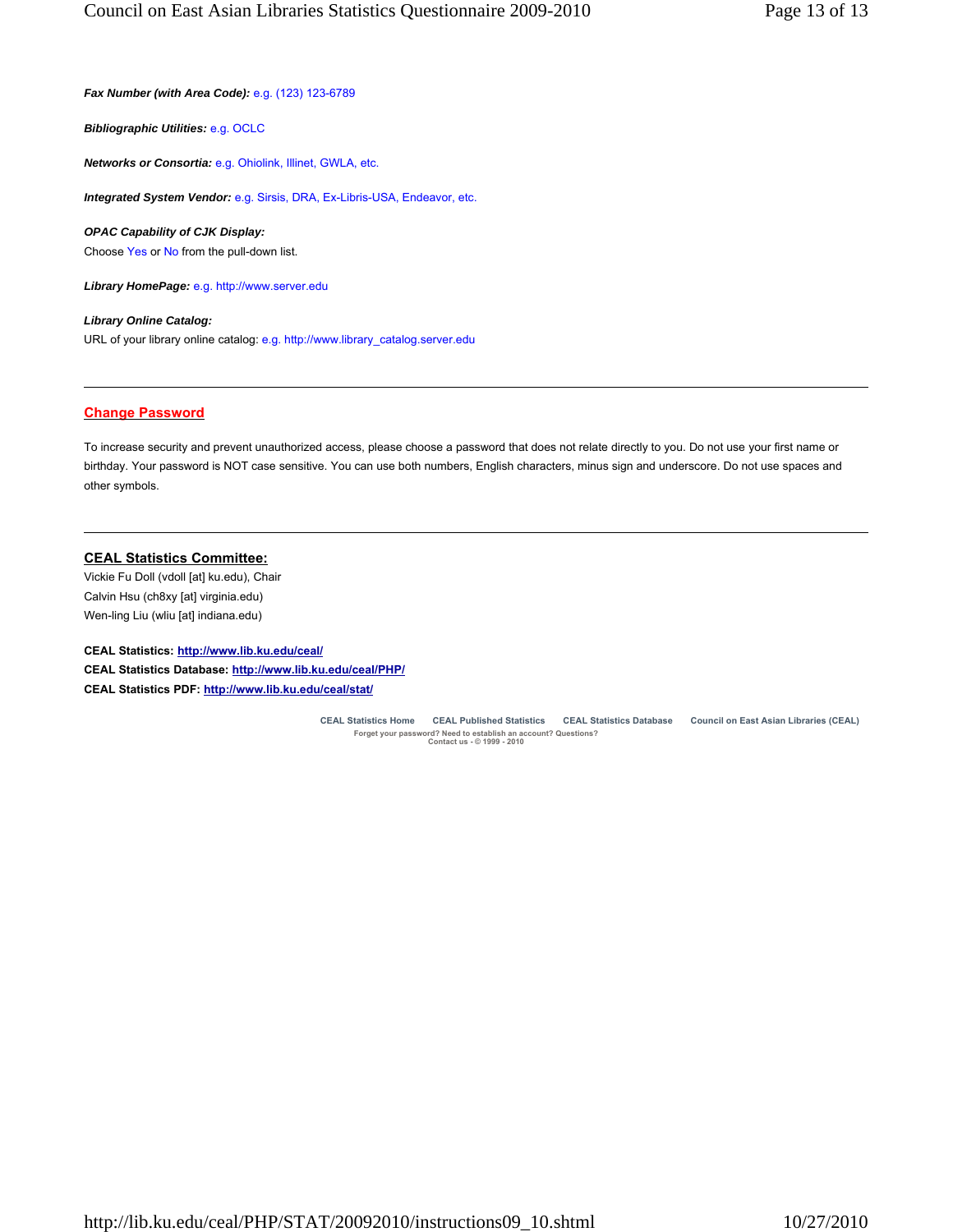***Fax Number (with Area Code):*** e.g. (123) 123-6789

***Bibliographic Utilities:*** e.g. OCLC

***Networks or Consortia:*** e.g. Ohiolink, Illinet, GWLA, etc.

***Integrated System Vendor:*** e.g. Sirsis, DRA, Ex-Libris-USA, Endeavor, etc.

***OPAC Capability of CJK Display:***
Choose Yes or No from the pull-down list.

***Library HomePage:*** e.g. http://www.server.edu

***Library Online Catalog:***
URL of your library online catalog: e.g. http://www.library_catalog.server.edu

---

## Change Password

To increase security and prevent unauthorized access, please choose a password that does not relate directly to you. Do not use your first name or birthday. Your password is NOT case sensitive. You can use both numbers, English characters, minus sign and underscore. Do not use spaces and other symbols.

---

## CEAL Statistics Committee:

Vickie Fu Doll (vdoll [at] ku.edu), Chair
Calvin Hsu (ch8xy [at] virginia.edu)
Wen-ling Liu (wliu [at] indiana.edu)

**CEAL Statistics:** http://www.lib.ku.edu/ceal/
**CEAL Statistics Database:** http://www.lib.ku.edu/ceal/PHP/
**CEAL Statistics PDF:** http://www.lib.ku.edu/ceal/stat/

CEAL Statistics Home | CEAL Published Statistics | CEAL Statistics Database | Council on East Asian Libraries (CEAL)

Forget your password? Need to establish an account? Questions?
Contact us - © 1999 - 2010